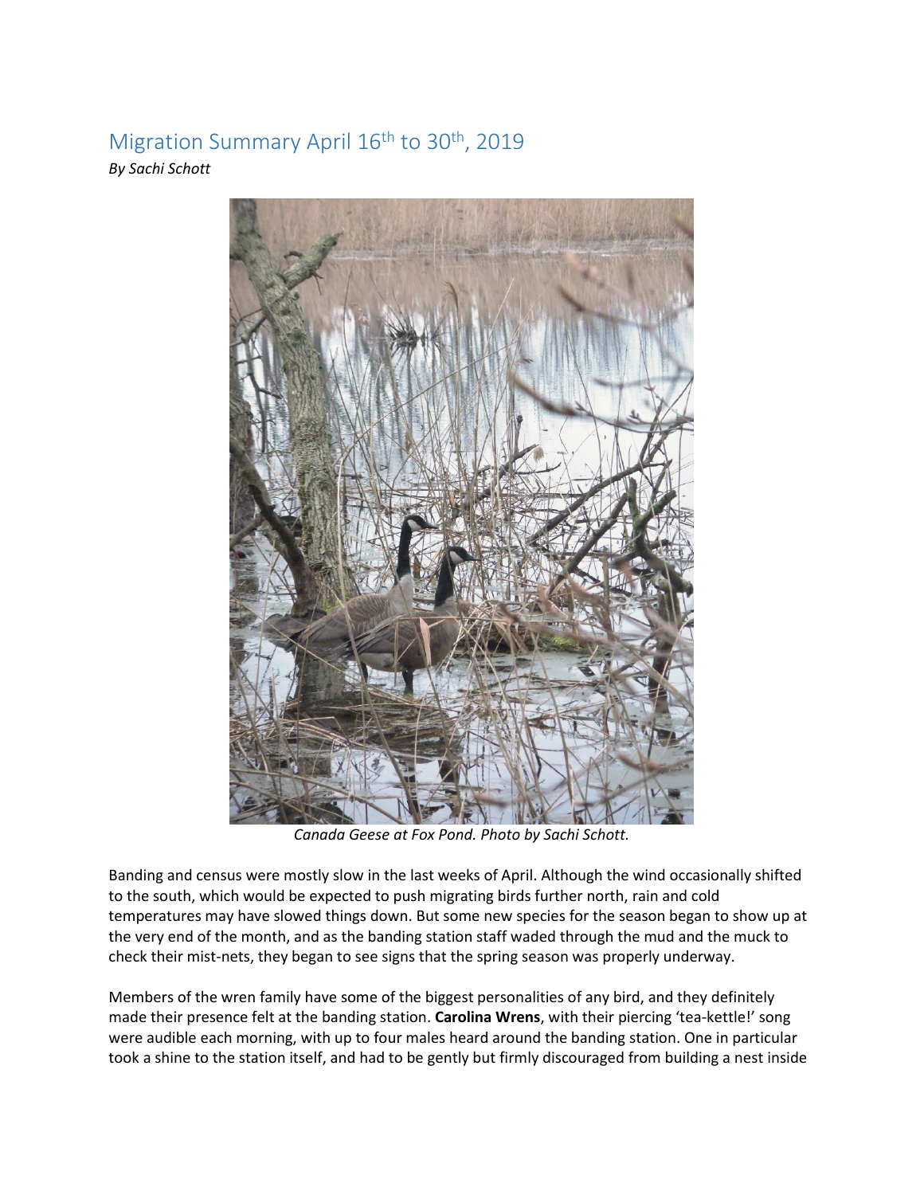# Migration Summary April 16th to 30th, 2019

*By Sachi Schott*

*Canada Geese at Fox Pond. Photo by Sachi Schott.*

Banding and census were mostly slow in the last weeks of April. Although the wind occasionally shifted to the south, which would be expected to push migrating birds further north, rain and cold temperatures may have slowed things down. But some new species for the season began to show up at the very end of the month, and as the banding station staff waded through the mud and the muck to check their mist-nets, they began to see signs that the spring season was properly underway.

Members of the wren family have some of the biggest personalities of any bird, and they definitely made their presence felt at the banding station. **Carolina Wrens**, with their piercing 'tea-kettle!' song were audible each morning, with up to four males heard around the banding station. One in particular took a shine to the station itself, and had to be gently but firmly discouraged from building a nest inside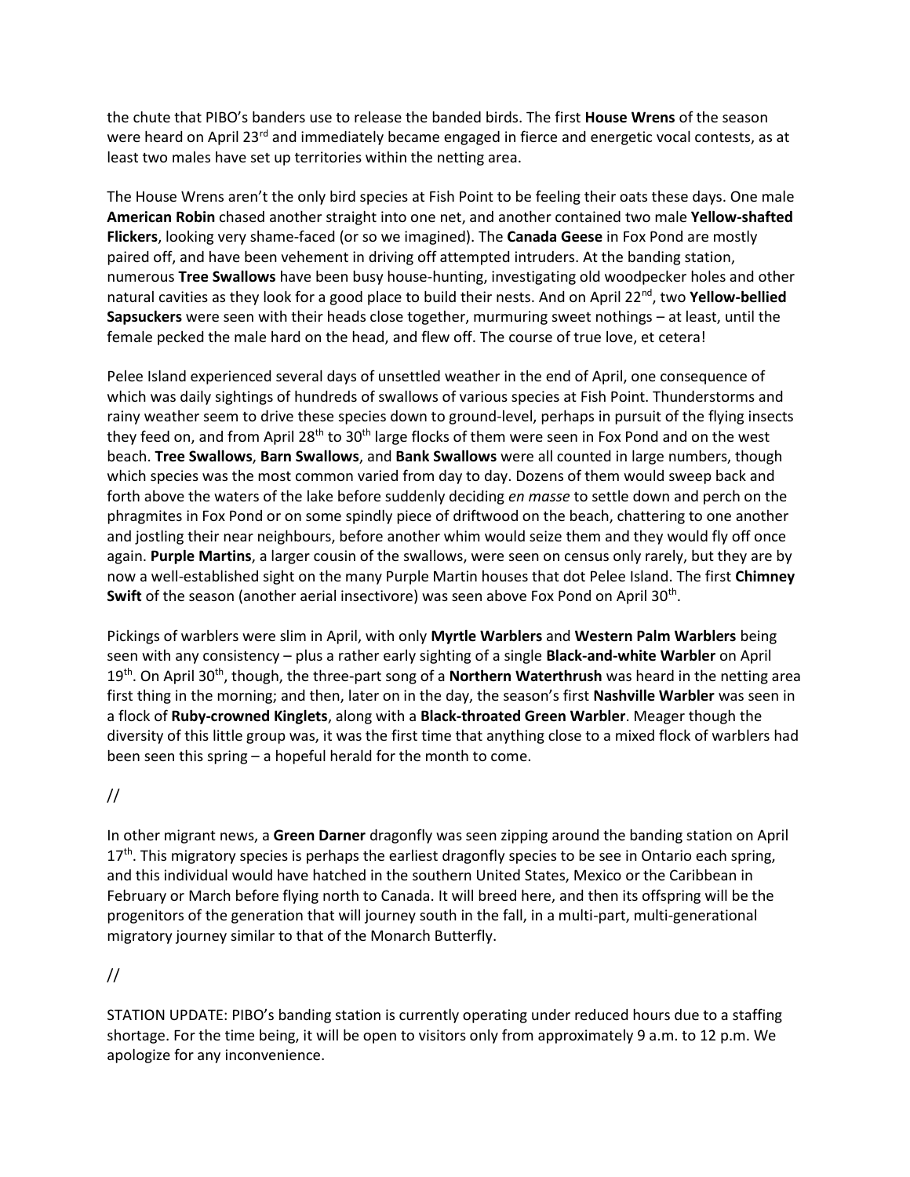the chute that PIBO's banders use to release the banded birds. The first **House Wrens** of the season were heard on April 23rd and immediately became engaged in fierce and energetic vocal contests, as at least two males have set up territories within the netting area.

The House Wrens aren't the only bird species at Fish Point to be feeling their oats these days. One male **American Robin** chased another straight into one net, and another contained two male **Yellow-shafted Flickers**, looking very shame-faced (or so we imagined). The **Canada Geese** in Fox Pond are mostly paired off, and have been vehement in driving off attempted intruders. At the banding station, numerous **Tree Swallows** have been busy house-hunting, investigating old woodpecker holes and other natural cavities as they look for a good place to build their nests. And on April 22nd, two **Yellow-bellied Sapsuckers** were seen with their heads close together, murmuring sweet nothings – at least, until the female pecked the male hard on the head, and flew off. The course of true love, et cetera!

Pelee Island experienced several days of unsettled weather in the end of April, one consequence of which was daily sightings of hundreds of swallows of various species at Fish Point. Thunderstorms and rainy weather seem to drive these species down to ground-level, perhaps in pursuit of the flying insects they feed on, and from April 28th to 30th large flocks of them were seen in Fox Pond and on the west beach. **Tree Swallows**, **Barn Swallows**, and **Bank Swallows** were all counted in large numbers, though which species was the most common varied from day to day. Dozens of them would sweep back and forth above the waters of the lake before suddenly deciding *en masse* to settle down and perch on the phragmites in Fox Pond or on some spindly piece of driftwood on the beach, chattering to one another and jostling their near neighbours, before another whim would seize them and they would fly off once again. **Purple Martins**, a larger cousin of the swallows, were seen on census only rarely, but they are by now a well-established sight on the many Purple Martin houses that dot Pelee Island. The first **Chimney Swift** of the season (another aerial insectivore) was seen above Fox Pond on April 30th.

Pickings of warblers were slim in April, with only **Myrtle Warblers** and **Western Palm Warblers** being seen with any consistency – plus a rather early sighting of a single **Black-and-white Warbler** on April 19th. On April 30th, though, the three-part song of a **Northern Waterthrush** was heard in the netting area first thing in the morning; and then, later on in the day, the season's first **Nashville Warbler** was seen in a flock of **Ruby-crowned Kinglets**, along with a **Black-throated Green Warbler**. Meager though the diversity of this little group was, it was the first time that anything close to a mixed flock of warblers had been seen this spring – a hopeful herald for the month to come.

//

In other migrant news, a **Green Darner** dragonfly was seen zipping around the banding station on April 17th. This migratory species is perhaps the earliest dragonfly species to be see in Ontario each spring, and this individual would have hatched in the southern United States, Mexico or the Caribbean in February or March before flying north to Canada. It will breed here, and then its offspring will be the progenitors of the generation that will journey south in the fall, in a multi-part, multi-generational migratory journey similar to that of the Monarch Butterfly.

//

STATION UPDATE: PIBO's banding station is currently operating under reduced hours due to a staffing shortage. For the time being, it will be open to visitors only from approximately 9 a.m. to 12 p.m. We apologize for any inconvenience.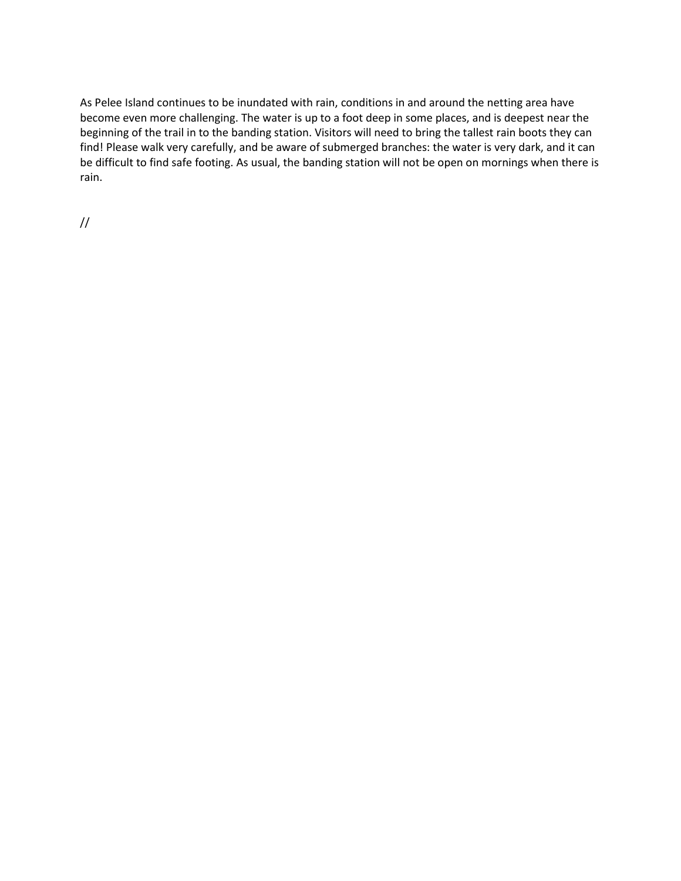As Pelee Island continues to be inundated with rain, conditions in and around the netting area have become even more challenging. The water is up to a foot deep in some places, and is deepest near the beginning of the trail in to the banding station. Visitors will need to bring the tallest rain boots they can find! Please walk very carefully, and be aware of submerged branches: the water is very dark, and it can be difficult to find safe footing. As usual, the banding station will not be open on mornings when there is rain.

//